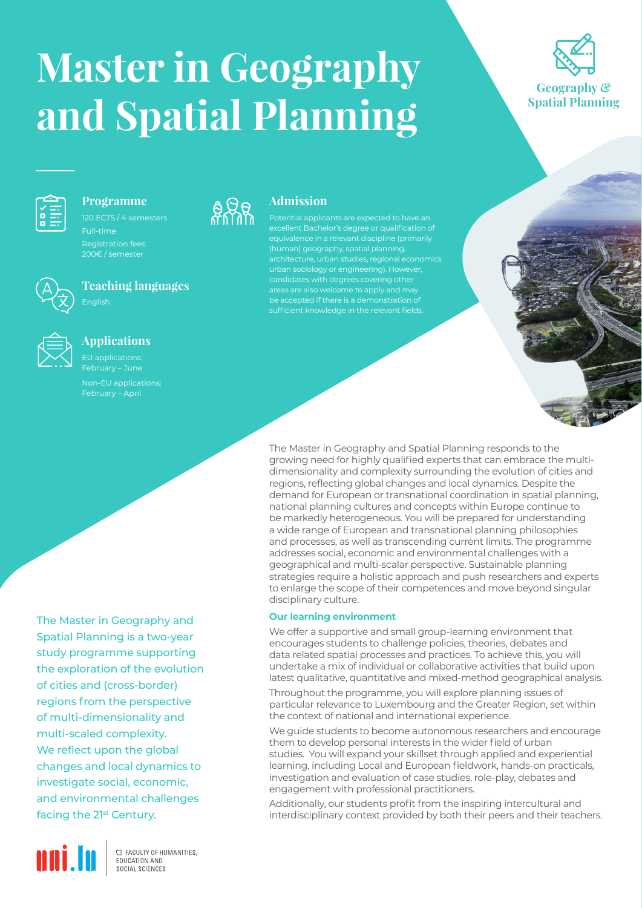# Master in Geography and Spatial Planning

Geography & Spatial Planning

## Programme

120 ECTS / 4 semesters

Full-time

Registration fees: 200€ / semester

## Teaching languages

English

## Applications

EU applications: February – June

Non-EU applications: February – April

## Admission

Potential applicants are expected to have an excellent Bachelor's degree or qualification of equivalence in a relevant discipline (primarily (human) geography, spatial planning, architecture, urban studies, regional economics urban sociology or engineering). However, candidates with degrees covering other areas are also welcome to apply and may be accepted if there is a demonstration of sufficient knowledge in the relevant fields.

The Master in Geography and Spatial Planning responds to the growing need for highly qualified experts that can embrace the multi-dimensionality and complexity surrounding the evolution of cities and regions, reflecting global changes and local dynamics. Despite the demand for European or transnational coordination in spatial planning, national planning cultures and concepts within Europe continue to be markedly heterogeneous. You will be prepared for understanding a wide range of European and transnational planning philosophies and processes, as well as transcending current limits. The programme addresses social, economic and environmental challenges with a geographical and multi-scalar perspective. Sustainable planning strategies require a holistic approach and push researchers and experts to enlarge the scope of their competences and move beyond singular disciplinary culture.

### Our learning environment

We offer a supportive and small group-learning environment that encourages students to challenge policies, theories, debates and data related spatial processes and practices. To achieve this, you will undertake a mix of individual or collaborative activities that build upon latest qualitative, quantitative and mixed-method geographical analysis.

Throughout the programme, you will explore planning issues of particular relevance to Luxembourg and the Greater Region, set within the context of national and international experience.

We guide students to become autonomous researchers and encourage them to develop personal interests in the wider field of urban studies. You will expand your skillset through applied and experiential learning, including Local and European fieldwork, hands-on practicals, investigation and evaluation of case studies, role-play, debates and engagement with professional practitioners.

Additionally, our students profit from the inspiring intercultural and interdisciplinary context provided by both their peers and their teachers.

The Master in Geography and Spatial Planning is a two-year study programme supporting the exploration of the evolution of cities and (cross-border) regions from the perspective of multi-dimensionality and multi-scaled complexity. We reflect upon the global changes and local dynamics to investigate social, economic, and environmental challenges facing the 21st Century.

uni.lu — FACULTY OF HUMANITIES, EDUCATION AND SOCIAL SCIENCES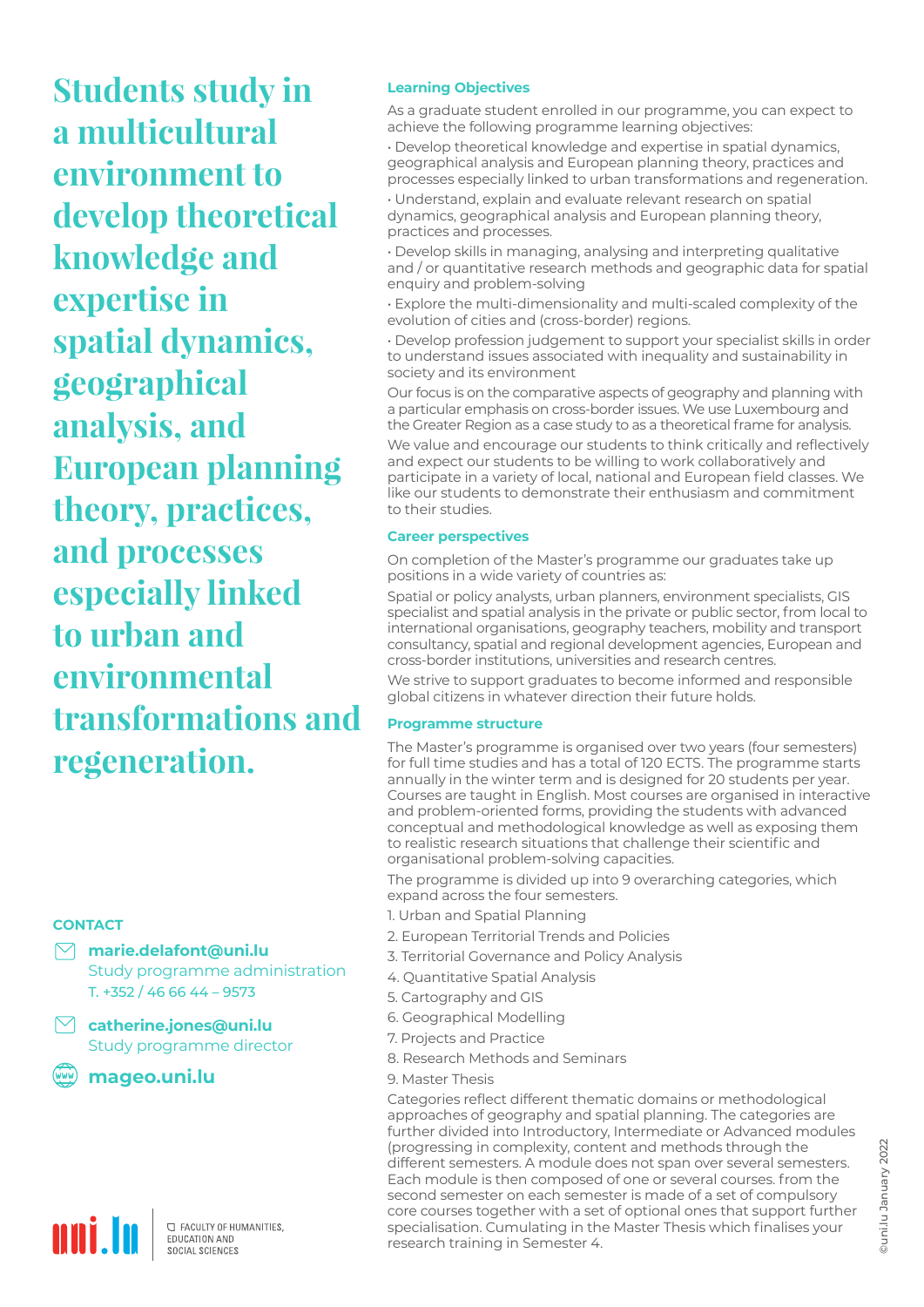# Students study in a multicultural environment to develop theoretical knowledge and expertise in spatial dynamics, geographical analysis, and European planning theory, practices, and processes especially linked to urban and environmental transformations and regeneration.

### Learning Objectives

As a graduate student enrolled in our programme, you can expect to achieve the following programme learning objectives:

- Develop theoretical knowledge and expertise in spatial dynamics, geographical analysis and European planning theory, practices and processes especially linked to urban transformations and regeneration.
- Understand, explain and evaluate relevant research on spatial dynamics, geographical analysis and European planning theory, practices and processes.
- Develop skills in managing, analysing and interpreting qualitative and / or quantitative research methods and geographic data for spatial enquiry and problem-solving
- Explore the multi-dimensionality and multi-scaled complexity of the evolution of cities and (cross-border) regions.
- Develop profession judgement to support your specialist skills in order to understand issues associated with inequality and sustainability in society and its environment

Our focus is on the comparative aspects of geography and planning with a particular emphasis on cross-border issues. We use Luxembourg and the Greater Region as a case study to as a theoretical frame for analysis.

We value and encourage our students to think critically and reflectively and expect our students to be willing to work collaboratively and participate in a variety of local, national and European field classes. We like our students to demonstrate their enthusiasm and commitment to their studies.

### Career perspectives

On completion of the Master's programme our graduates take up positions in a wide variety of countries as:

Spatial or policy analysts, urban planners, environment specialists, GIS specialist and spatial analysis in the private or public sector, from local to international organisations, geography teachers, mobility and transport consultancy, spatial and regional development agencies, European and cross-border institutions, universities and research centres.

We strive to support graduates to become informed and responsible global citizens in whatever direction their future holds.

### Programme structure

The Master's programme is organised over two years (four semesters) for full time studies and has a total of 120 ECTS. The programme starts annually in the winter term and is designed for 20 students per year. Courses are taught in English. Most courses are organised in interactive and problem-oriented forms, providing the students with advanced conceptual and methodological knowledge as well as exposing them to realistic research situations that challenge their scientific and organisational problem-solving capacities.

The programme is divided up into 9 overarching categories, which expand across the four semesters.

1. Urban and Spatial Planning
2. European Territorial Trends and Policies
3. Territorial Governance and Policy Analysis
4. Quantitative Spatial Analysis
5. Cartography and GIS
6. Geographical Modelling
7. Projects and Practice
8. Research Methods and Seminars
9. Master Thesis

Categories reflect different thematic domains or methodological approaches of geography and spatial planning. The categories are further divided into Introductory, Intermediate or Advanced modules (progressing in complexity, content and methods through the different semesters. A module does not span over several semesters. Each module is then composed of one or several courses. from the second semester on each semester is made of a set of compulsory core courses together with a set of optional ones that support further specialisation. Cumulating in the Master Thesis which finalises your research training in Semester 4.

### CONTACT

**marie.delafont@uni.lu**
Study programme administration
T. +352 / 46 66 44 – 9573

**catherine.jones@uni.lu**
Study programme director

**mageo.uni.lu**

uni.lu — FACULTY OF HUMANITIES, EDUCATION AND SOCIAL SCIENCES

©uni.lu January 2022